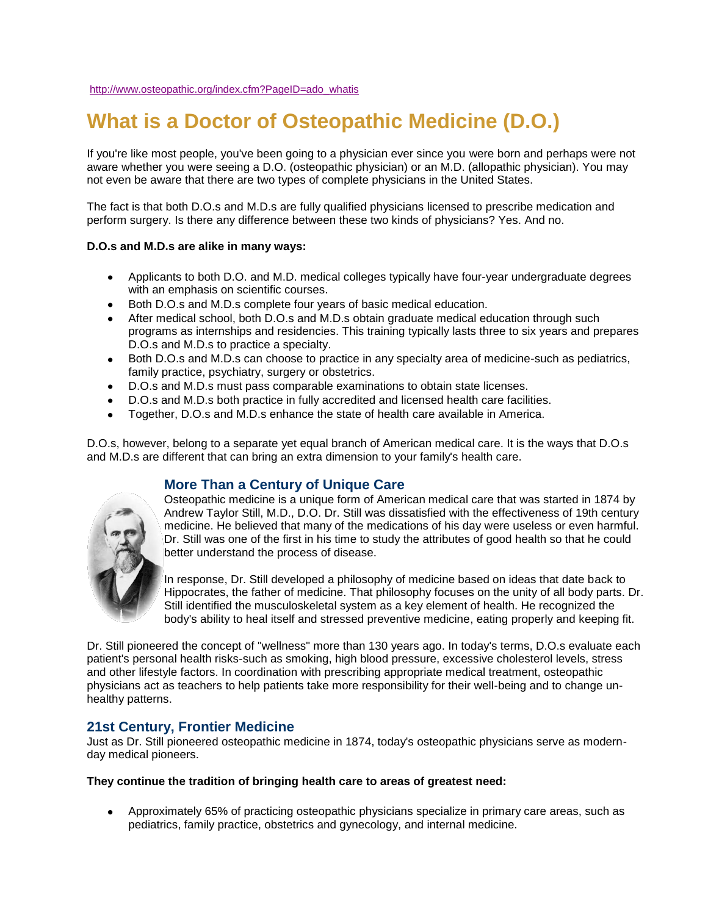http://www.osteopathic.org/index.cfm?PageID=ado_whatis

# What is a Doctor of Osteopathic Medicine (D.O.)

If you're like most people, you've been going to a physician ever since you were born and perhaps were not aware whether you were seeing a D.O. (osteopathic physician) or an M.D. (allopathic physician). You may not even be aware that there are two types of complete physicians in the United States.

The fact is that both D.O.s and M.D.s are fully qualified physicians licensed to prescribe medication and perform surgery. Is there any difference between these two kinds of physicians? Yes. And no.

**D.O.s and M.D.s are alike in many ways:**

- Applicants to both D.O. and M.D. medical colleges typically have four-year undergraduate degrees with an emphasis on scientific courses.
- Both D.O.s and M.D.s complete four years of basic medical education.
- After medical school, both D.O.s and M.D.s obtain graduate medical education through such programs as internships and residencies. This training typically lasts three to six years and prepares D.O.s and M.D.s to practice a specialty.
- Both D.O.s and M.D.s can choose to practice in any specialty area of medicine-such as pediatrics, family practice, psychiatry, surgery or obstetrics.
- D.O.s and M.D.s must pass comparable examinations to obtain state licenses.
- D.O.s and M.D.s both practice in fully accredited and licensed health care facilities.
- Together, D.O.s and M.D.s enhance the state of health care available in America.

D.O.s, however, belong to a separate yet equal branch of American medical care. It is the ways that D.O.s and M.D.s are different that can bring an extra dimension to your family's health care.

## More Than a Century of Unique Care

Osteopathic medicine is a unique form of American medical care that was started in 1874 by Andrew Taylor Still, M.D., D.O. Dr. Still was dissatisfied with the effectiveness of 19th century medicine. He believed that many of the medications of his day were useless or even harmful. Dr. Still was one of the first in his time to study the attributes of good health so that he could better understand the process of disease.

In response, Dr. Still developed a philosophy of medicine based on ideas that date back to Hippocrates, the father of medicine. That philosophy focuses on the unity of all body parts. Dr. Still identified the musculoskeletal system as a key element of health. He recognized the body's ability to heal itself and stressed preventive medicine, eating properly and keeping fit.

Dr. Still pioneered the concept of "wellness" more than 130 years ago. In today's terms, D.O.s evaluate each patient's personal health risks-such as smoking, high blood pressure, excessive cholesterol levels, stress and other lifestyle factors. In coordination with prescribing appropriate medical treatment, osteopathic physicians act as teachers to help patients take more responsibility for their well-being and to change un-healthy patterns.

## 21st Century, Frontier Medicine

Just as Dr. Still pioneered osteopathic medicine in 1874, today's osteopathic physicians serve as modern-day medical pioneers.

**They continue the tradition of bringing health care to areas of greatest need:**

- Approximately 65% of practicing osteopathic physicians specialize in primary care areas, such as pediatrics, family practice, obstetrics and gynecology, and internal medicine.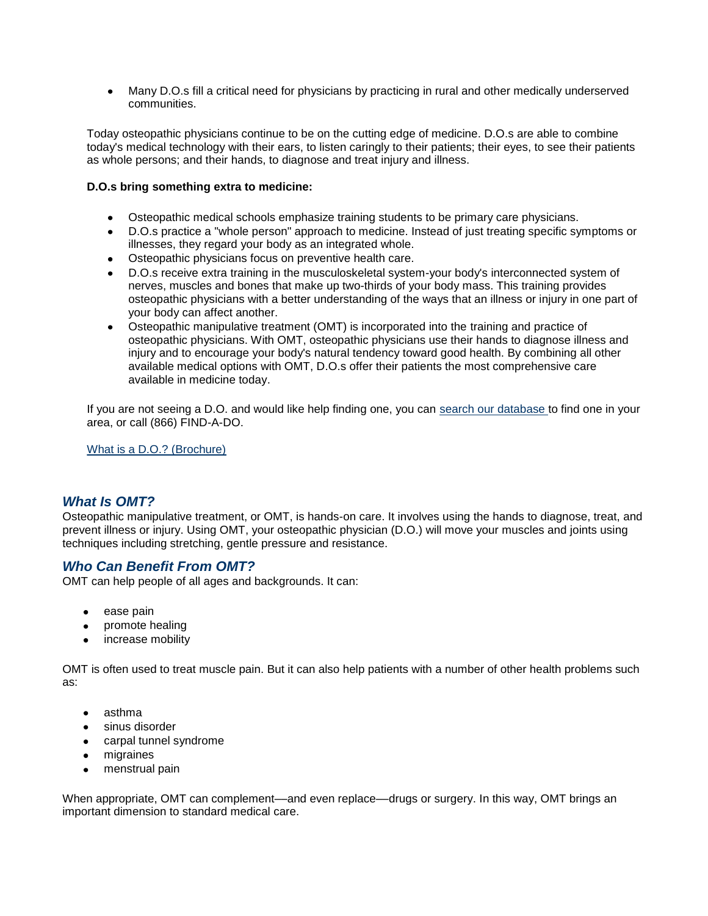- Many D.O.s fill a critical need for physicians by practicing in rural and other medically underserved communities.

Today osteopathic physicians continue to be on the cutting edge of medicine. D.O.s are able to combine today's medical technology with their ears, to listen caringly to their patients; their eyes, to see their patients as whole persons; and their hands, to diagnose and treat injury and illness.

**D.O.s bring something extra to medicine:**

- Osteopathic medical schools emphasize training students to be primary care physicians.
- D.O.s practice a "whole person" approach to medicine. Instead of just treating specific symptoms or illnesses, they regard your body as an integrated whole.
- Osteopathic physicians focus on preventive health care.
- D.O.s receive extra training in the musculoskeletal system-your body's interconnected system of nerves, muscles and bones that make up two-thirds of your body mass. This training provides osteopathic physicians with a better understanding of the ways that an illness or injury in one part of your body can affect another.
- Osteopathic manipulative treatment (OMT) is incorporated into the training and practice of osteopathic physicians. With OMT, osteopathic physicians use their hands to diagnose illness and injury and to encourage your body's natural tendency toward good health. By combining all other available medical options with OMT, D.O.s offer their patients the most comprehensive care available in medicine today.

If you are not seeing a D.O. and would like help finding one, you can search our database to find one in your area, or call (866) FIND-A-DO.

What is a D.O.? (Brochure)

## *What Is OMT?*

Osteopathic manipulative treatment, or OMT, is hands-on care. It involves using the hands to diagnose, treat, and prevent illness or injury. Using OMT, your osteopathic physician (D.O.) will move your muscles and joints using techniques including stretching, gentle pressure and resistance.

## *Who Can Benefit From OMT?*

OMT can help people of all ages and backgrounds. It can:

- ease pain
- promote healing
- increase mobility

OMT is often used to treat muscle pain. But it can also help patients with a number of other health problems such as:

- asthma
- sinus disorder
- carpal tunnel syndrome
- migraines
- menstrual pain

When appropriate, OMT can complement—and even replace—drugs or surgery. In this way, OMT brings an important dimension to standard medical care.